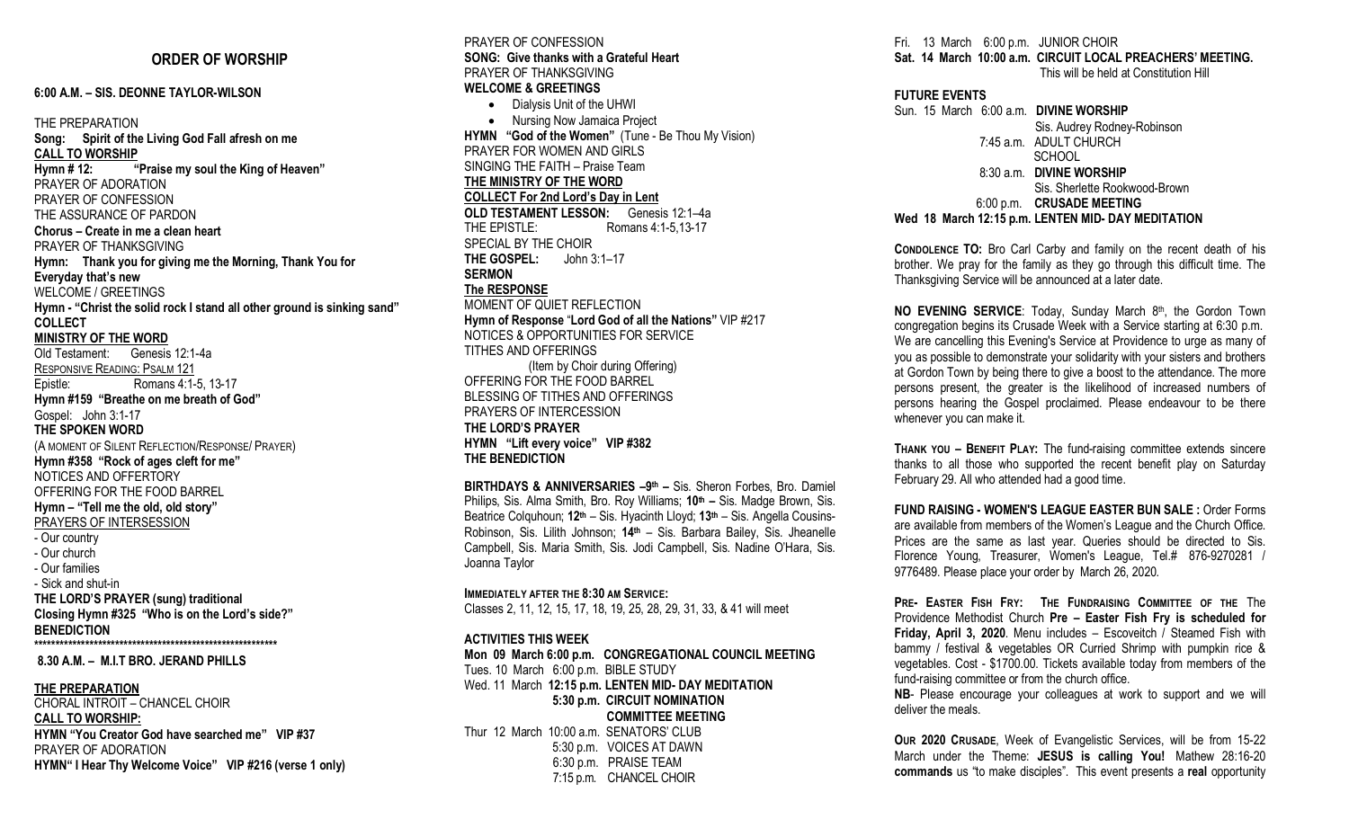## ORDER OF WORSHIP

### 6:00 A.M. – SIS. DEONNE TAYLOR-WILSON

THE PREPARATION
**Song: Spirit of the Living God Fall afresh on me**
**CALL TO WORSHIP**
**Hymn # 12: "Praise my soul the King of Heaven"**
PRAYER OF ADORATION
PRAYER OF CONFESSION
THE ASSURANCE OF PARDON
**Chorus – Create in me a clean heart**
PRAYER OF THANKSGIVING
**Hymn: Thank you for giving me the Morning, Thank You for Everyday that's new**
WELCOME / GREETINGS
**Hymn - "Christ the solid rock I stand all other ground is sinking sand"**
**COLLECT**
**MINISTRY OF THE WORD**
Old Testament: Genesis 12:1-4a
RESPONSIVE READING: PSALM 121
Epistle: Romans 4:1-5, 13-17
**Hymn #159 "Breathe on me breath of God"**
Gospel: John 3:1-17
**THE SPOKEN WORD**
(A MOMENT OF SILENT REFLECTION/RESPONSE/ PRAYER)
**Hymn #358 "Rock of ages cleft for me"**
NOTICES AND OFFERTORY
OFFERING FOR THE FOOD BARREL
**Hymn – "Tell me the old, old story"**
PRAYERS OF INTERSESSION
- Our country
- Our church
- Our families
- Sick and shut-in

**THE LORD'S PRAYER (sung) traditional**
**Closing Hymn #325 "Who is on the Lord's side?"**
**BENEDICTION**
**************************************************************

### 8.30 A.M. – M.I.T BRO. JERAND PHILLS

**THE PREPARATION**
CHORAL INTROIT – CHANCEL CHOIR
**CALL TO WORSHIP:**
**HYMN "You Creator God have searched me" VIP #37**
PRAYER OF ADORATION
**HYMN" I Hear Thy Welcome Voice" VIP #216 (verse 1 only)**
PRAYER OF CONFESSION
**SONG: Give thanks with a Grateful Heart**
PRAYER OF THANKSGIVING
**WELCOME & GREETINGS**
- Dialysis Unit of the UHWI
- Nursing Now Jamaica Project

**HYMN "God of the Women"** (Tune - Be Thou My Vision)
PRAYER FOR WOMEN AND GIRLS
SINGING THE FAITH – Praise Team
**THE MINISTRY OF THE WORD**
**COLLECT For 2nd Lord's Day in Lent**
**OLD TESTAMENT LESSON:** Genesis 12:1–4a
THE EPISTLE: Romans 4:1-5,13-17
SPECIAL BY THE CHOIR
**THE GOSPEL:** John 3:1–17
**SERMON**
**The RESPONSE**
MOMENT OF QUIET REFLECTION
**Hymn of Response "Lord God of all the Nations" VIP #217**
NOTICES & OPPORTUNITIES FOR SERVICE
TITHES AND OFFERINGS
(Item by Choir during Offering)
OFFERING FOR THE FOOD BARREL
BLESSING OF TITHES AND OFFERINGS
PRAYERS OF INTERCESSION
**THE LORD'S PRAYER**
**HYMN "Lift every voice" VIP #382**
**THE BENEDICTION**

**BIRTHDAYS & ANNIVERSARIES –9th –** Sis. Sheron Forbes, Bro. Damiel Philips, Sis. Alma Smith, Bro. Roy Williams; **10th –** Sis. Madge Brown, Sis. Beatrice Colquhoun; **12th** – Sis. Hyacinth Lloyd; **13th** – Sis. Angella Cousins-Robinson, Sis. Lilith Johnson; **14th** – Sis. Barbara Bailey, Sis. Jheanelle Campbell, Sis. Maria Smith, Sis. Jodi Campbell, Sis. Nadine O'Hara, Sis. Joanna Taylor

**IMMEDIATELY AFTER THE 8:30 AM SERVICE:**
Classes 2, 11, 12, 15, 17, 18, 19, 25, 28, 29, 31, 33, & 41 will meet

**ACTIVITIES THIS WEEK**
**Mon 09 March 6:00 p.m. CONGREGATIONAL COUNCIL MEETING**
Tues. 10 March 6:00 p.m. BIBLE STUDY
Wed. 11 March **12:15 p.m. LENTEN MID- DAY MEDITATION**
**5:30 p.m. CIRCUIT NOMINATION COMMITTEE MEETING**
Thur 12 March 10:00 a.m. SENATORS' CLUB
5:30 p.m. VOICES AT DAWN
6:30 p.m. PRAISE TEAM
7:15 p.m. CHANCEL CHOIR
Fri. 13 March 6:00 p.m. JUNIOR CHOIR
**Sat. 14 March 10:00 a.m. CIRCUIT LOCAL PREACHERS' MEETING.**
This will be held at Constitution Hill

**FUTURE EVENTS**
Sun. 15 March 6:00 a.m. **DIVINE WORSHIP**
Sis. Audrey Rodney-Robinson
7:45 a.m. ADULT CHURCH SCHOOL
8:30 a.m. **DIVINE WORSHIP**
Sis. Sherlette Rookwood-Brown
6:00 p.m. **CRUSADE MEETING**
**Wed 18 March 12:15 p.m. LENTEN MID- DAY MEDITATION**

**CONDOLENCE TO:** Bro Carl Carby and family on the recent death of his brother. We pray for the family as they go through this difficult time. The Thanksgiving Service will be announced at a later date.

**NO EVENING SERVICE**: Today, Sunday March 8th, the Gordon Town congregation begins its Crusade Week with a Service starting at 6:30 p.m. We are cancelling this Evening's Service at Providence to urge as many of you as possible to demonstrate your solidarity with your sisters and brothers at Gordon Town by being there to give a boost to the attendance. The more persons present, the greater is the likelihood of increased numbers of persons hearing the Gospel proclaimed. Please endeavour to be there whenever you can make it.

**THANK YOU – BENEFIT PLAY:** The fund-raising committee extends sincere thanks to all those who supported the recent benefit play on Saturday February 29. All who attended had a good time.

**FUND RAISING - WOMEN'S LEAGUE EASTER BUN SALE :** Order Forms are available from members of the Women's League and the Church Office. Prices are the same as last year. Queries should be directed to Sis. Florence Young, Treasurer, Women's League, Tel.# 876-9270281 / 9776489. Please place your order by March 26, 2020.

**PRE- EASTER FISH FRY: THE FUNDRAISING COMMITTEE OF THE** The Providence Methodist Church **Pre – Easter Fish Fry is scheduled for Friday, April 3, 2020**. Menu includes – Escoveitch / Steamed Fish with bammy / festival & vegetables OR Curried Shrimp with pumpkin rice & vegetables. Cost - $1700.00. Tickets available today from members of the fund-raising committee or from the church office.
**NB**- Please encourage your colleagues at work to support and we will deliver the meals.

**OUR 2020 CRUSADE**, Week of Evangelistic Services, will be from 15-22 March under the Theme: **JESUS is calling You!** Mathew 28:16-20 **commands** us "to make disciples". This event presents a **real** opportunity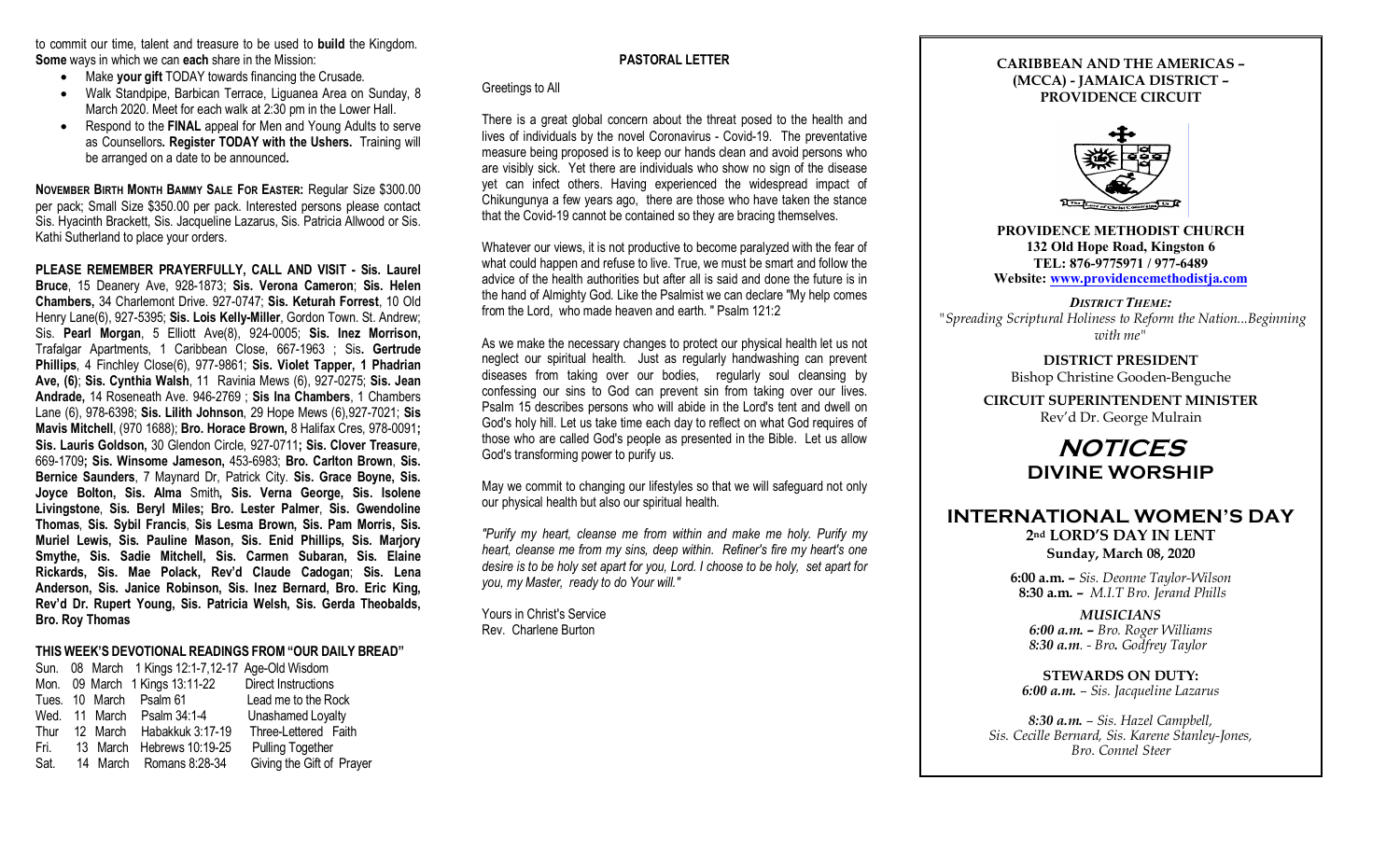to commit our time, talent and treasure to be used to **build** the Kingdom. **Some** ways in which we can **each** share in the Mission:

- Make **your gift** TODAY towards financing the Crusade.
- Walk Standpipe, Barbican Terrace, Liguanea Area on Sunday, 8 March 2020. Meet for each walk at 2:30 pm in the Lower Hall.
- Respond to the **FINAL** appeal for Men and Young Adults to serve as Counsellors**. Register TODAY with the Ushers.** Training will be arranged on a date to be announced**.**

**NOVEMBER BIRTH MONTH BAMMY SALE FOR EASTER:** Regular Size $300.00 per pack; Small Size $350.00 per pack. Interested persons please contact Sis. Hyacinth Brackett, Sis. Jacqueline Lazarus, Sis. Patricia Allwood or Sis. Kathi Sutherland to place your orders.

**PLEASE REMEMBER PRAYERFULLY, CALL AND VISIT - Sis. Laurel Bruce**, 15 Deanery Ave, 928-1873; **Sis. Verona Cameron**; **Sis. Helen Chambers,** 34 Charlemont Drive. 927-0747; **Sis. Keturah Forrest**, 10 Old Henry Lane(6), 927-5395; **Sis. Lois Kelly-Miller**, Gordon Town. St. Andrew; Sis. **Pearl Morgan**, 5 Elliott Ave(8), 924-0005; **Sis. Inez Morrison,** Trafalgar Apartments, 1 Caribbean Close, 667-1963 ; Sis**. Gertrude Phillips**, 4 Finchley Close(6), 977-9861; **Sis. Violet Tapper, 1 Phadrian Ave, (6)**; **Sis. Cynthia Walsh**, 11 Ravinia Mews (6), 927-0275; **Sis. Jean Andrade,** 14 Roseneath Ave. 946-2769 ; **Sis Ina Chambers**, 1 Chambers Lane (6), 978-6398; **Sis. Lilith Johnson**, 29 Hope Mews (6),927-7021; **Sis Mavis Mitchell**, (970 1688); **Bro. Horace Brown,** 8 Halifax Cres, 978-0091**; Sis. Lauris Goldson,** 30 Glendon Circle, 927-0711**; Sis. Clover Treasure**, 669-1709**; Sis. Winsome Jameson,** 453-6983; **Bro. Carlton Brown**, **Sis. Bernice Saunders**, 7 Maynard Dr, Patrick City. **Sis. Grace Boyne, Sis. Joyce Bolton, Sis. Alma** Smith**, Sis. Verna George, Sis. Isolene Livingstone**, **Sis. Beryl Miles; Bro. Lester Palmer**, **Sis. Gwendoline Thomas**, **Sis. Sybil Francis**, **Sis Lesma Brown, Sis. Pam Morris, Sis. Muriel Lewis, Sis. Pauline Mason, Sis. Enid Phillips, Sis. Marjory Smythe, Sis. Sadie Mitchell, Sis. Carmen Subaran, Sis. Elaine Rickards, Sis. Mae Polack, Rev'd Claude Cadogan**; **Sis. Lena Anderson, Sis. Janice Robinson, Sis. Inez Bernard, Bro. Eric King, Rev'd Dr. Rupert Young, Sis. Patricia Welsh, Sis. Gerda Theobalds, Bro. Roy Thomas**

**THIS WEEK'S DEVOTIONAL READINGS FROM "OUR DAILY BREAD"**

| | | | | |
|---|---|---|---|---|
| Sun. | 08 March | 1 Kings 12:1-7,12-17 | Age-Old Wisdom |
| Mon. | 09 March | 1 Kings 13:11-22 | Direct Instructions |
| Tues. | 10 March | Psalm 61 | Lead me to the Rock |
| Wed. | 11 March | Psalm 34:1-4 | Unashamed Loyalty |
| Thur | 12 March | Habakkuk 3:17-19 | Three-Lettered Faith |
| Fri. | 13 March | Hebrews 10:19-25 | Pulling Together |
| Sat. | 14 March | Romans 8:28-34 | Giving the Gift of Prayer |

## PASTORAL LETTER

Greetings to All

There is a great global concern about the threat posed to the health and lives of individuals by the novel Coronavirus - Covid-19. The preventative measure being proposed is to keep our hands clean and avoid persons who are visibly sick. Yet there are individuals who show no sign of the disease yet can infect others. Having experienced the widespread impact of Chikungunya a few years ago, there are those who have taken the stance that the Covid-19 cannot be contained so they are bracing themselves.

Whatever our views, it is not productive to become paralyzed with the fear of what could happen and refuse to live. True, we must be smart and follow the advice of the health authorities but after all is said and done the future is in the hand of Almighty God. Like the Psalmist we can declare "My help comes from the Lord, who made heaven and earth. " Psalm 121:2

As we make the necessary changes to protect our physical health let us not neglect our spiritual health. Just as regularly handwashing can prevent diseases from taking over our bodies, regularly soul cleansing by confessing our sins to God can prevent sin from taking over our lives. Psalm 15 describes persons who will abide in the Lord's tent and dwell on God's holy hill. Let us take time each day to reflect on what God requires of those who are called God's people as presented in the Bible. Let us allow God's transforming power to purify us.

May we commit to changing our lifestyles so that we will safeguard not only our physical health but also our spiritual health.

*"Purify my heart, cleanse me from within and make me holy. Purify my heart, cleanse me from my sins, deep within. Refiner's fire my heart's one desire is to be holy set apart for you, Lord. I choose to be holy, set apart for you, my Master, ready to do Your will."*

Yours in Christ's Service
Rev. Charlene Burton

**CARIBBEAN AND THE AMERICAS – (MCCA) - JAMAICA DISTRICT – PROVIDENCE CIRCUIT**

**PROVIDENCE METHODIST CHURCH**
**132 Old Hope Road, Kingston 6**
**TEL: 876-9775971 / 977-6489**
**Website: www.providencemethodistja.com**

***DISTRICT THEME:***
*"Spreading Scriptural Holiness to Reform the Nation...Beginning with me"*

**DISTRICT PRESIDENT**
Bishop Christine Gooden-Benguche

**CIRCUIT SUPERINTENDENT MINISTER**
Rev'd Dr. George Mulrain

# NOTICES
## DIVINE WORSHIP

# INTERNATIONAL WOMEN'S DAY

**2nd LORD'S DAY IN LENT**
**Sunday, March 08, 2020**

**6:00 a.m. –** *Sis. Deonne Taylor-Wilson*
**8:30 a.m. –** *M.I.T Bro. Jerand Phills*

***MUSICIANS***
***6:00 a.m. –** Bro. Roger Williams*
***8:30 a.m**. - Bro**.** Godfrey Taylor*

**STEWARDS ON DUTY:**
***6:00 a.m.** – Sis. Jacqueline Lazarus*

***8:30 a.m.** – Sis. Hazel Campbell, Sis. Cecille Bernard, Sis. Karene Stanley-Jones, Bro. Connel Steer*